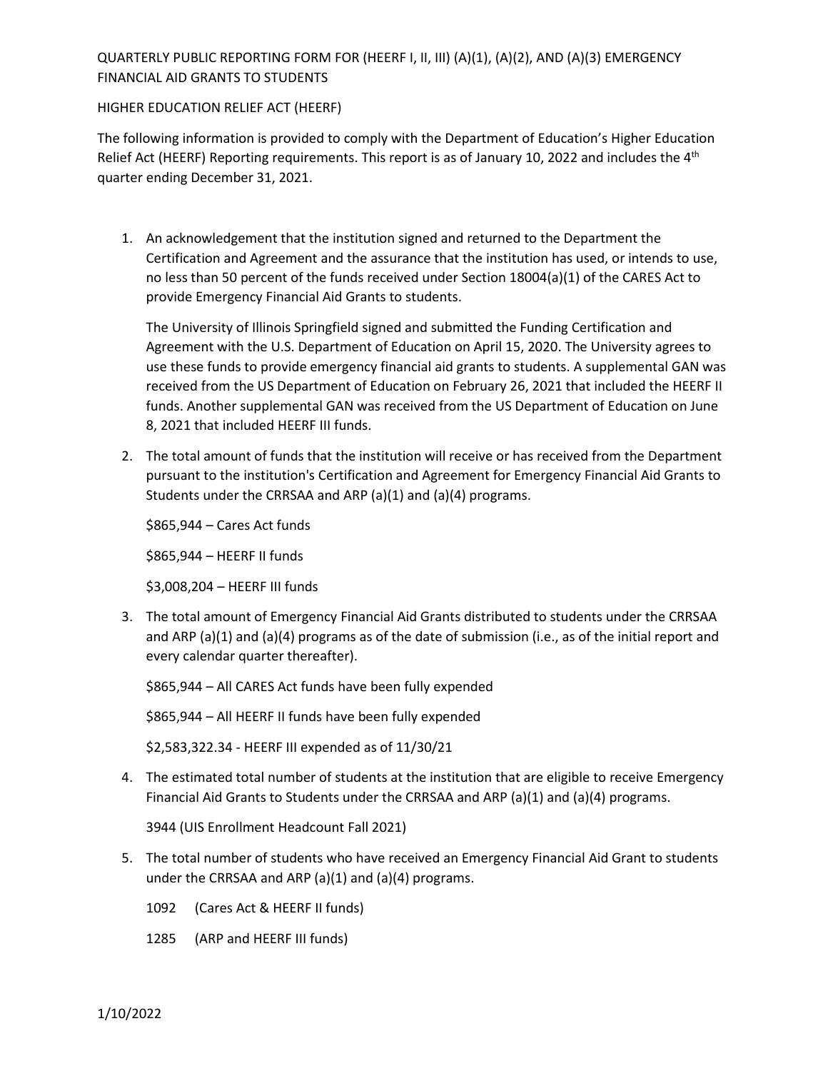QUARTERLY PUBLIC REPORTING FORM FOR (HEERF I, II, III) (A)(1), (A)(2), AND (A)(3) EMERGENCY FINANCIAL AID GRANTS TO STUDENTS

HIGHER EDUCATION RELIEF ACT (HEERF)

The following information is provided to comply with the Department of Education's Higher Education Relief Act (HEERF) Reporting requirements. This report is as of January 10, 2022 and includes the 4th quarter ending December 31, 2021.

1. An acknowledgement that the institution signed and returned to the Department the Certification and Agreement and the assurance that the institution has used, or intends to use, no less than 50 percent of the funds received under Section 18004(a)(1) of the CARES Act to provide Emergency Financial Aid Grants to students.

   The University of Illinois Springfield signed and submitted the Funding Certification and Agreement with the U.S. Department of Education on April 15, 2020. The University agrees to use these funds to provide emergency financial aid grants to students. A supplemental GAN was received from the US Department of Education on February 26, 2021 that included the HEERF II funds. Another supplemental GAN was received from the US Department of Education on June 8, 2021 that included HEERF III funds.

2. The total amount of funds that the institution will receive or has received from the Department pursuant to the institution's Certification and Agreement for Emergency Financial Aid Grants to Students under the CRRSAA and ARP (a)(1) and (a)(4) programs.

   $865,944 – Cares Act funds

   $865,944 – HEERF II funds

   $3,008,204 – HEERF III funds

3. The total amount of Emergency Financial Aid Grants distributed to students under the CRRSAA and ARP (a)(1) and (a)(4) programs as of the date of submission (i.e., as of the initial report and every calendar quarter thereafter).

   $865,944 – All CARES Act funds have been fully expended

   $865,944 – All HEERF II funds have been fully expended

   $2,583,322.34 - HEERF III expended as of 11/30/21

4. The estimated total number of students at the institution that are eligible to receive Emergency Financial Aid Grants to Students under the CRRSAA and ARP (a)(1) and (a)(4) programs.

   3944 (UIS Enrollment Headcount Fall 2021)

5. The total number of students who have received an Emergency Financial Aid Grant to students under the CRRSAA and ARP (a)(1) and (a)(4) programs.

   1092 (Cares Act & HEERF II funds)

   1285 (ARP and HEERF III funds)

1/10/2022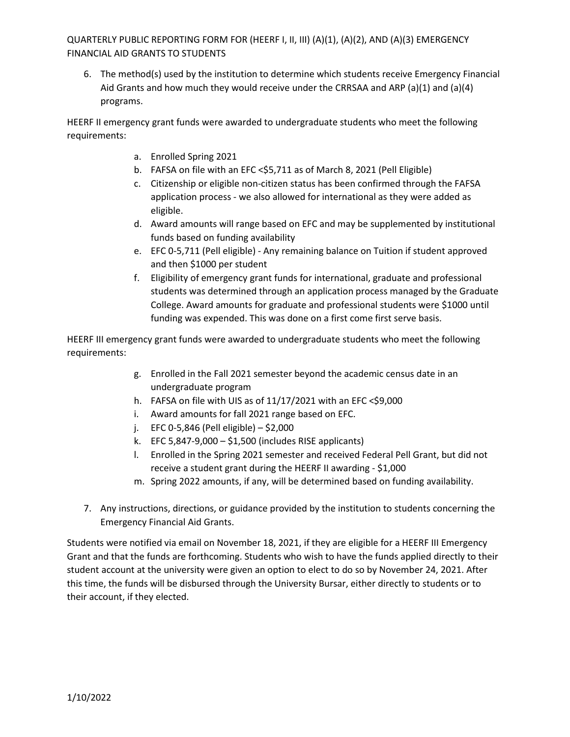6. The method(s) used by the institution to determine which students receive Emergency Financial Aid Grants and how much they would receive under the CRRSAA and ARP (a)(1) and (a)(4) programs.

HEERF II emergency grant funds were awarded to undergraduate students who meet the following requirements:

a. Enrolled Spring 2021
b. FAFSA on file with an EFC <$5,711 as of March 8, 2021 (Pell Eligible)
c. Citizenship or eligible non-citizen status has been confirmed through the FAFSA application process - we also allowed for international as they were added as eligible.
d. Award amounts will range based on EFC and may be supplemented by institutional funds based on funding availability
e. EFC 0-5,711 (Pell eligible) - Any remaining balance on Tuition if student approved and then $1000 per student
f. Eligibility of emergency grant funds for international, graduate and professional students was determined through an application process managed by the Graduate College. Award amounts for graduate and professional students were $1000 until funding was expended. This was done on a first come first serve basis.

HEERF III emergency grant funds were awarded to undergraduate students who meet the following requirements:

g. Enrolled in the Fall 2021 semester beyond the academic census date in an undergraduate program
h. FAFSA on file with UIS as of 11/17/2021 with an EFC <$9,000
i. Award amounts for fall 2021 range based on EFC.
j. EFC 0-5,846 (Pell eligible) – $2,000
k. EFC 5,847-9,000 – $1,500 (includes RISE applicants)
l. Enrolled in the Spring 2021 semester and received Federal Pell Grant, but did not receive a student grant during the HEERF II awarding - $1,000
m. Spring 2022 amounts, if any, will be determined based on funding availability.

7. Any instructions, directions, or guidance provided by the institution to students concerning the Emergency Financial Aid Grants.

Students were notified via email on November 18, 2021, if they are eligible for a HEERF III Emergency Grant and that the funds are forthcoming. Students who wish to have the funds applied directly to their student account at the university were given an option to elect to do so by November 24, 2021. After this time, the funds will be disbursed through the University Bursar, either directly to students or to their account, if they elected.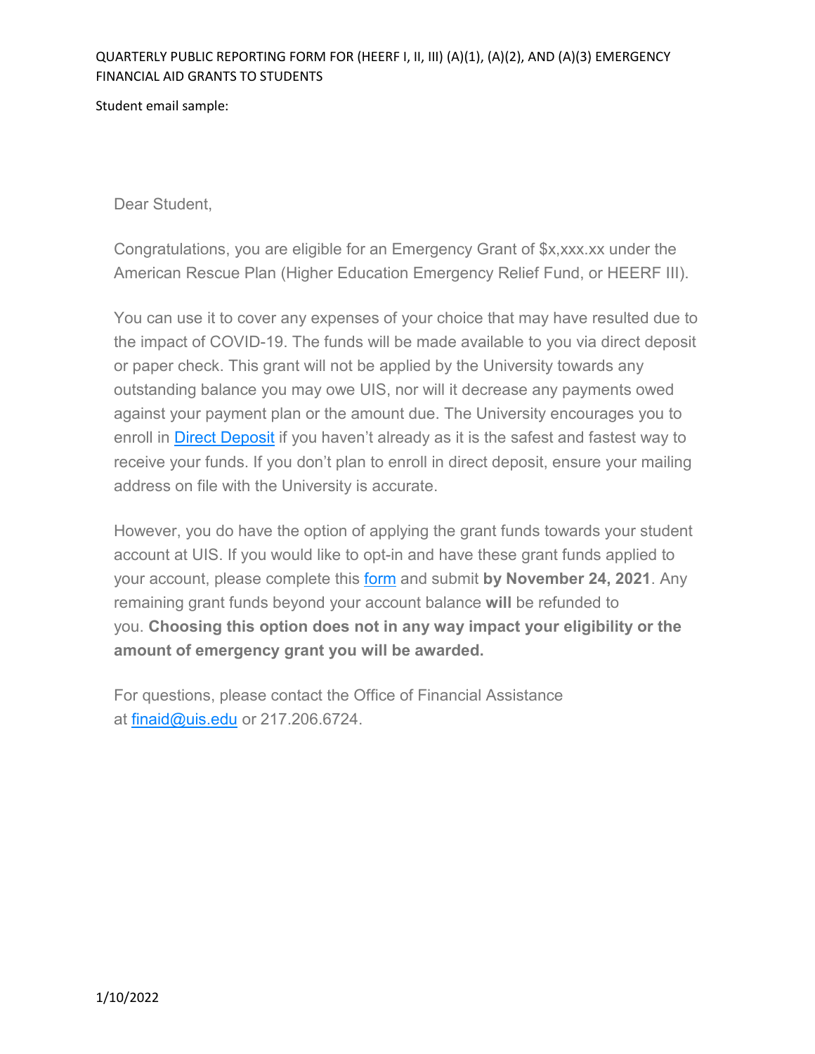Student email sample:

Dear Student,

Congratulations, you are eligible for an Emergency Grant of $x,xxx.xx under the American Rescue Plan (Higher Education Emergency Relief Fund, or HEERF III).

You can use it to cover any expenses of your choice that may have resulted due to the impact of COVID-19. The funds will be made available to you via direct deposit or paper check. This grant will not be applied by the University towards any outstanding balance you may owe UIS, nor will it decrease any payments owed against your payment plan or the amount due. The University encourages you to enroll in Direct Deposit if you haven't already as it is the safest and fastest way to receive your funds. If you don't plan to enroll in direct deposit, ensure your mailing address on file with the University is accurate.

However, you do have the option of applying the grant funds towards your student account at UIS. If you would like to opt-in and have these grant funds applied to your account, please complete this form and submit **by November 24, 2021**. Any remaining grant funds beyond your account balance **will** be refunded to you. **Choosing this option does not in any way impact your eligibility or the amount of emergency grant you will be awarded.**

For questions, please contact the Office of Financial Assistance at finaid@uis.edu or 217.206.6724.